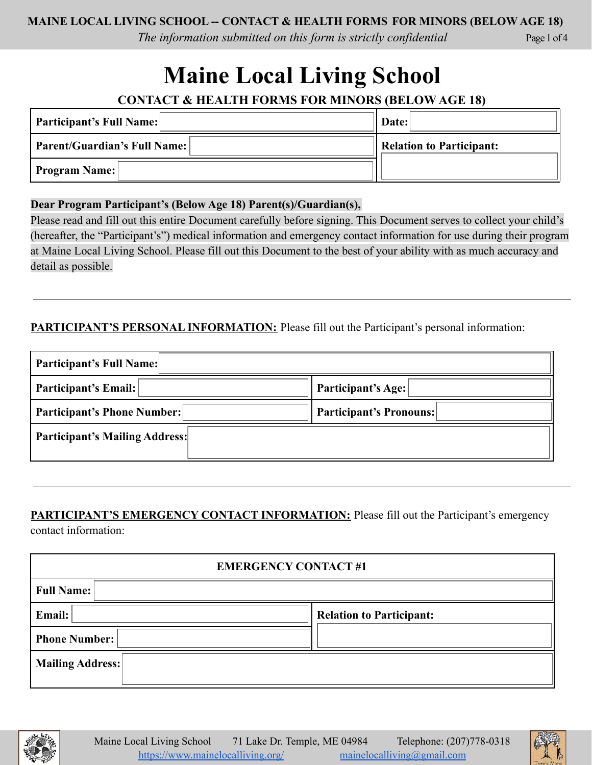# Maine Local Living School

## CONTACT & HEALTH FORMS FOR MINORS (BELOW AGE 18)

| | |
|---|---|
| **Participant's Full Name:** | **Date:** |
| **Parent/Guardian's Full Name:** | **Relation to Participant:** |
| **Program Name:** | |

**Dear Program Participant's (Below Age 18) Parent(s)/Guardian(s),**

Please read and fill out this entire Document carefully before signing. This Document serves to collect your child's (hereafter, the "Participant's") medical information and emergency contact information for use during their program at Maine Local Living School. Please fill out this Document to the best of your ability with as much accuracy and detail as possible.

---

**PARTICIPANT'S PERSONAL INFORMATION:** Please fill out the Participant's personal information:

| | |
|---|---|
| **Participant's Full Name:** | |
| **Participant's Email:** | **Participant's Age:** |
| **Participant's Phone Number:** | **Participant's Pronouns:** |
| **Participant's Mailing Address:** | |

---

**PARTICIPANT'S EMERGENCY CONTACT INFORMATION:** Please fill out the Participant's emergency contact information:

| **EMERGENCY CONTACT #1** | |
|---|---|
| **Full Name:** | |
| **Email:** | **Relation to Participant:** |
| **Phone Number:** | |
| **Mailing Address:** | |

Maine Local Living School 71 Lake Dr. Temple, ME 04984 Telephone: (207)778-0318
https://www.mainelocalliving.org/ mainelocalliving@gmail.com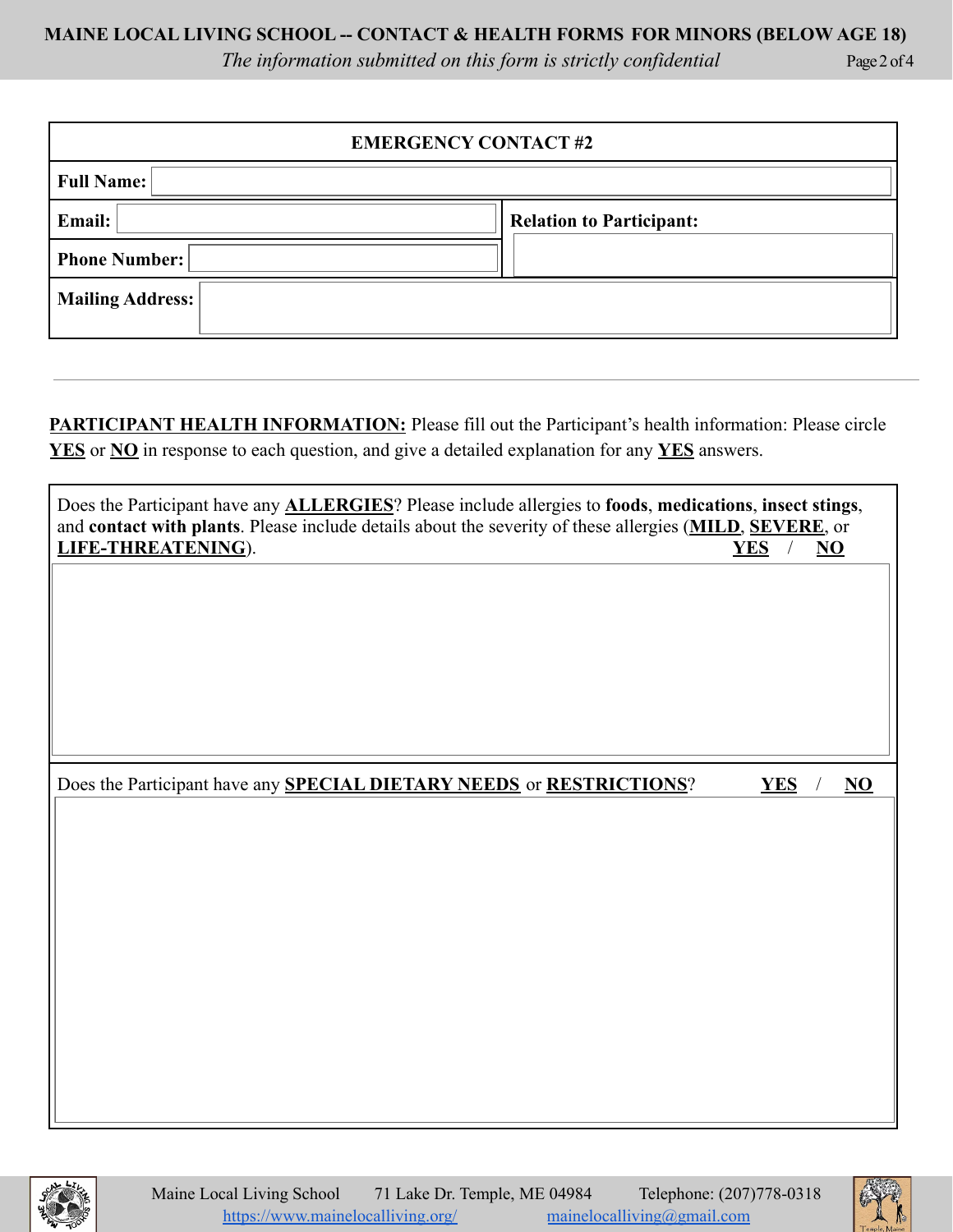## EMERGENCY CONTACT #2

| **Full Name:** | | |
|---|---|---|
| **Email:** | | **Relation to Participant:** |
| **Phone Number:** | | |
| **Mailing Address:** | | |

---

**PARTICIPANT HEALTH INFORMATION:** Please fill out the Participant's health information: Please circle **YES** or **NO** in response to each question, and give a detailed explanation for any **YES** answers.

Does the Participant have any **ALLERGIES**? Please include allergies to **foods**, **medications**, **insect stings**, and **contact with plants**. Please include details about the severity of these allergies (**MILD**, **SEVERE**, or **LIFE-THREATENING**). **YES** / **NO**

Does the Participant have any **SPECIAL DIETARY NEEDS** or **RESTRICTIONS**? **YES** / **NO**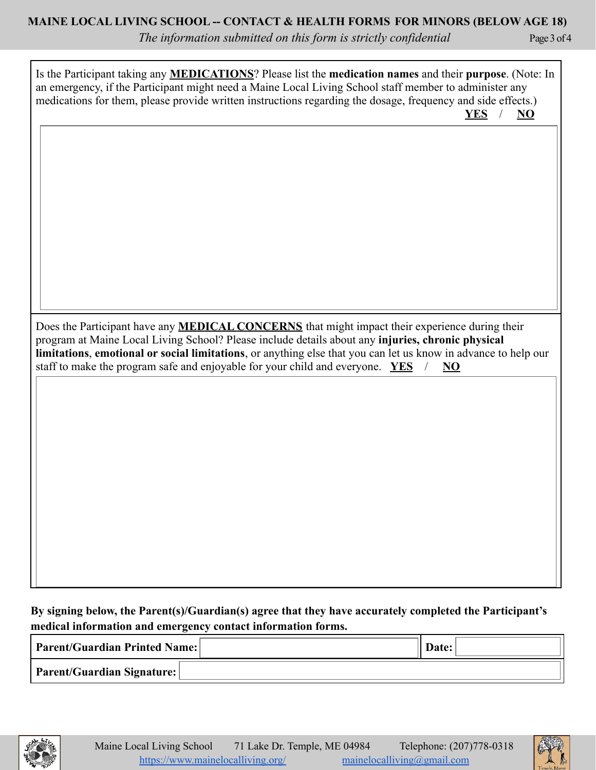Is the Participant taking any **MEDICATIONS**? Please list the **medication names** and their **purpose**. (Note: In an emergency, if the Participant might need a Maine Local Living School staff member to administer any medications for them, please provide written instructions regarding the dosage, frequency and side effects.) **YES** / **NO**

Does the Participant have any **MEDICAL CONCERNS** that might impact their experience during their program at Maine Local Living School? Please include details about any **injuries, chronic physical limitations**, **emotional or social limitations**, or anything else that you can let us know in advance to help our staff to make the program safe and enjoyable for your child and everyone. **YES** / **NO**

**By signing below, the Parent(s)/Guardian(s) agree that they have accurately completed the Participant's medical information and emergency contact information forms.**

| **Parent/Guardian Printed Name:** | | **Date:** | |
|---|---|---|---|
| **Parent/Guardian Signature:** | | | |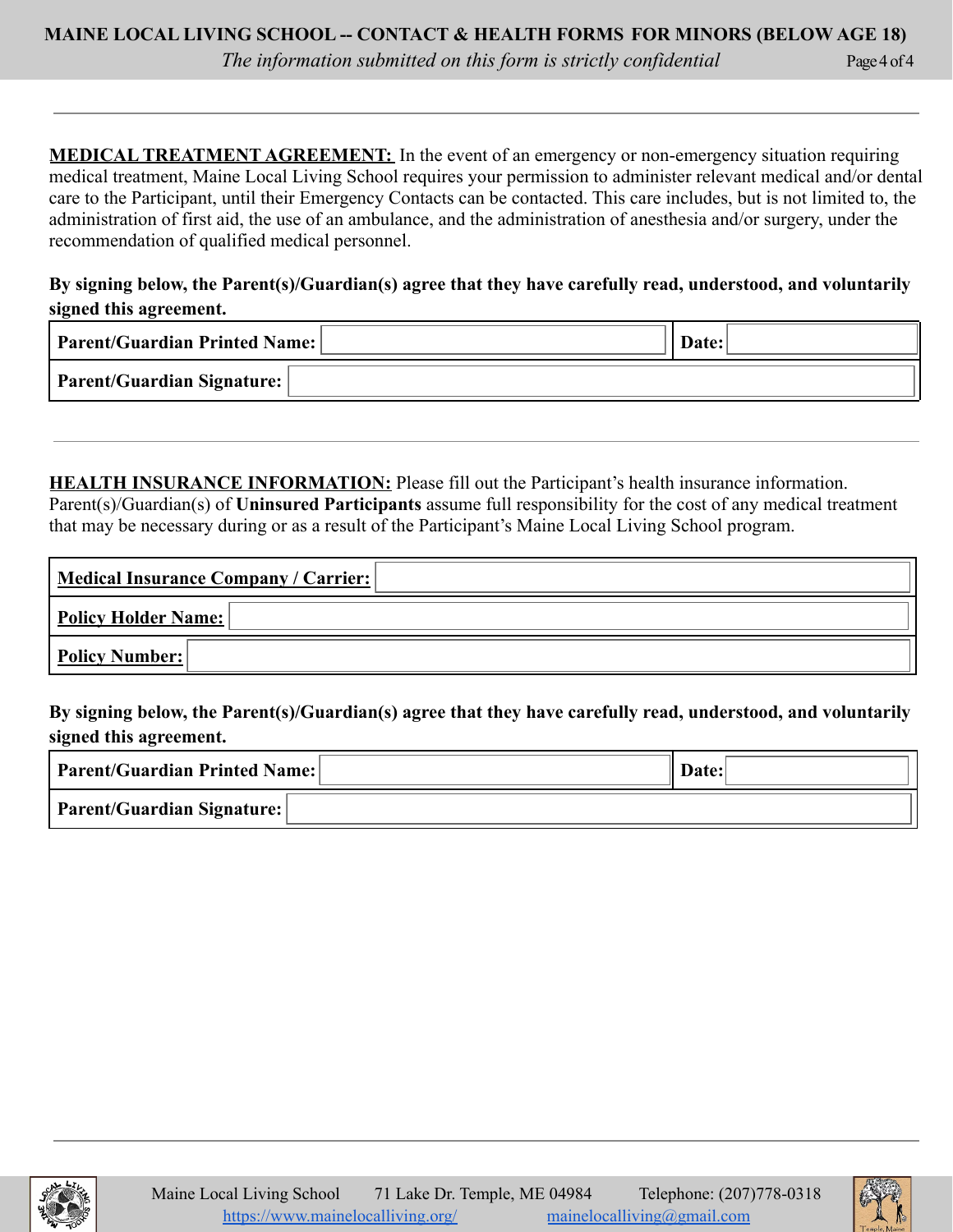**MEDICAL TREATMENT AGREEMENT:** In the event of an emergency or non-emergency situation requiring medical treatment, Maine Local Living School requires your permission to administer relevant medical and/or dental care to the Participant, until their Emergency Contacts can be contacted. This care includes, but is not limited to, the administration of first aid, the use of an ambulance, and the administration of anesthesia and/or surgery, under the recommendation of qualified medical personnel.

**By signing below, the Parent(s)/Guardian(s) agree that they have carefully read, understood, and voluntarily signed this agreement.**

| | | | |
|---|---|---|---|
| **Parent/Guardian Printed Name:** | | **Date:** | |
| **Parent/Guardian Signature:** | | | |

**HEALTH INSURANCE INFORMATION:** Please fill out the Participant's health insurance information. Parent(s)/Guardian(s) of **Uninsured Participants** assume full responsibility for the cost of any medical treatment that may be necessary during or as a result of the Participant's Maine Local Living School program.

| | |
|---|---|
| **Medical Insurance Company / Carrier:** | |
| **Policy Holder Name:** | |
| **Policy Number:** | |

**By signing below, the Parent(s)/Guardian(s) agree that they have carefully read, understood, and voluntarily signed this agreement.**

| | | | |
|---|---|---|---|
| **Parent/Guardian Printed Name:** | | **Date:** | |
| **Parent/Guardian Signature:** | | | |